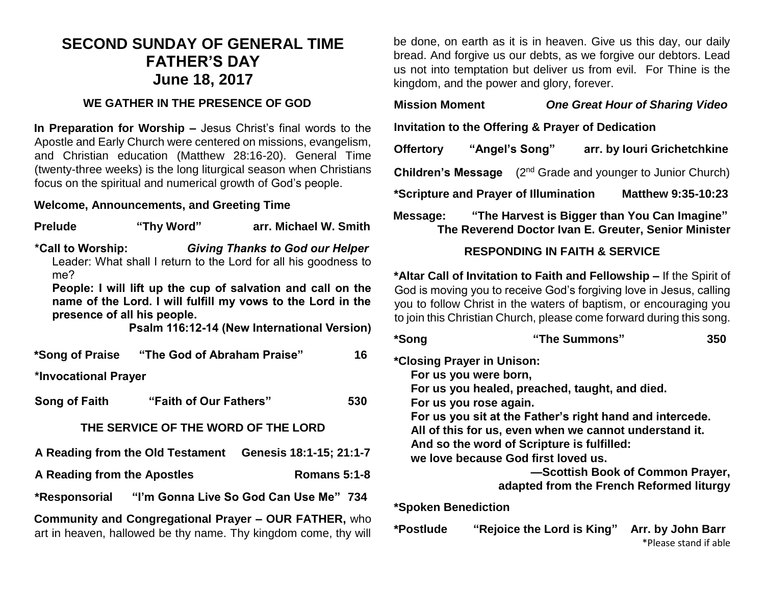# SECOND SUNDAY OF GENERAL TIME
# FATHER'S DAY
## June 18, 2017

### WE GATHER IN THE PRESENCE OF GOD

**In Preparation for Worship –** Jesus Christ's final words to the Apostle and Early Church were centered on missions, evangelism, and Christian education (Matthew 28:16-20). General Time (twenty-three weeks) is the long liturgical season when Christians focus on the spiritual and numerical growth of God's people.

**Welcome, Announcements, and Greeting Time**

**Prelude** **"Thy Word"** **arr. Michael W. Smith**

**\*Call to Worship:** ***Giving Thanks to God our Helper***

Leader: What shall I return to the Lord for all his goodness to me?

**People: I will lift up the cup of salvation and call on the name of the Lord. I will fulfill my vows to the Lord in the presence of all his people.**

**Psalm 116:12-14 (New International Version)**

**\*Song of Praise** **"The God of Abraham Praise"** **16**

**\*Invocational Prayer**

**Song of Faith** **"Faith of Our Fathers"** **530**

### THE SERVICE OF THE WORD OF THE LORD

**A Reading from the Old Testament** **Genesis 18:1-15; 21:1-7**

**A Reading from the Apostles** **Romans 5:1-8**

**\*Responsorial** **"I'm Gonna Live So God Can Use Me"** **734**

**Community and Congregational Prayer – OUR FATHER,** who art in heaven, hallowed be thy name. Thy kingdom come, thy will be done, on earth as it is in heaven. Give us this day, our daily bread. And forgive us our debts, as we forgive our debtors. Lead us not into temptation but deliver us from evil. For Thine is the kingdom, and the power and glory, forever.

**Mission Moment** ***One Great Hour of Sharing Video***

**Invitation to the Offering & Prayer of Dedication**

**Offertory** **"Angel's Song"** **arr. by Iouri Grichetchkine**

**Children's Message** (2nd Grade and younger to Junior Church)

**\*Scripture and Prayer of Illumination** **Matthew 9:35-10:23**

**Message:** **"The Harvest is Bigger than You Can Imagine"**
**The Reverend Doctor Ivan E. Greuter, Senior Minister**

### RESPONDING IN FAITH & SERVICE

**\*Altar Call of Invitation to Faith and Fellowship –** If the Spirit of God is moving you to receive God's forgiving love in Jesus, calling you to follow Christ in the waters of baptism, or encouraging you to join this Christian Church, please come forward during this song.

**\*Song** **"The Summons"** **350**

**\*Closing Prayer in Unison:**

**For us you were born,**
**For us you healed, preached, taught, and died.**
**For us you rose again.**
**For us you sit at the Father's right hand and intercede.**
**All of this for us, even when we cannot understand it.**
**And so the word of Scripture is fulfilled:**
**we love because God first loved us.**

**—Scottish Book of Common Prayer,**
**adapted from the French Reformed liturgy**

**\*Spoken Benediction**

**\*Postlude** **"Rejoice the Lord is King"** **Arr. by John Barr**

\*Please stand if able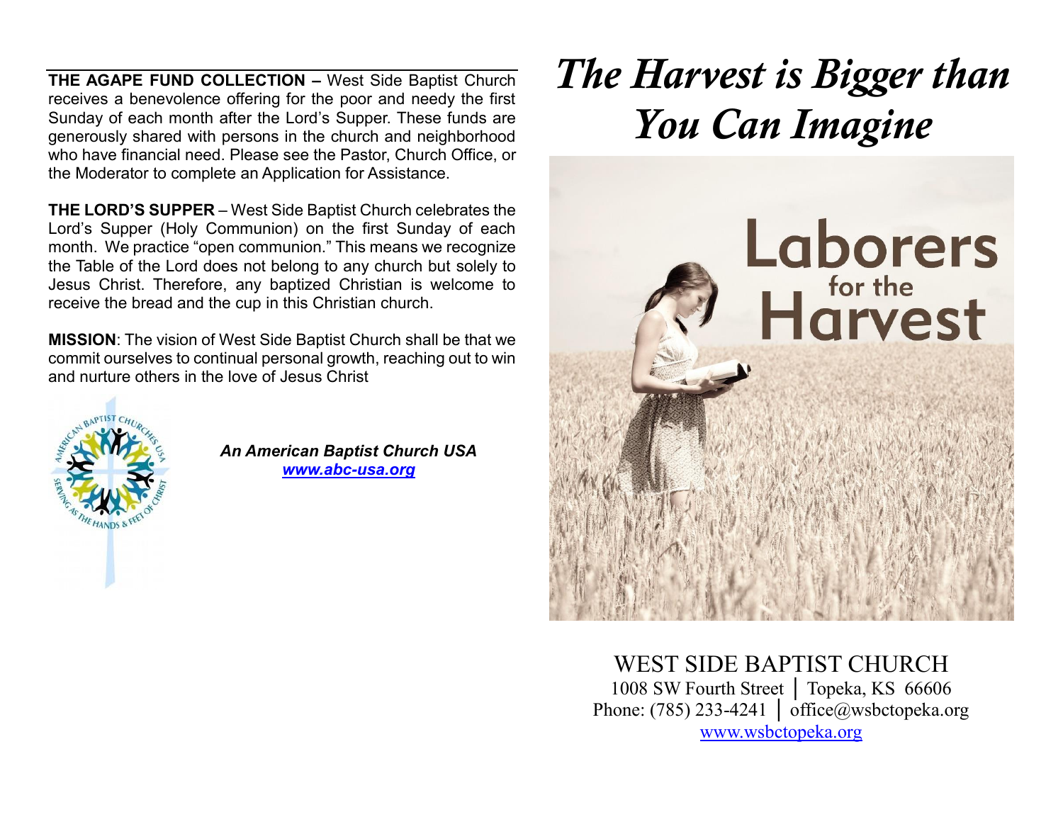**THE AGAPE FUND COLLECTION –** West Side Baptist Church receives a benevolence offering for the poor and needy the first Sunday of each month after the Lord's Supper. These funds are generously shared with persons in the church and neighborhood who have financial need. Please see the Pastor, Church Office, or the Moderator to complete an Application for Assistance.

**THE LORD'S SUPPER** – West Side Baptist Church celebrates the Lord's Supper (Holy Communion) on the first Sunday of each month. We practice "open communion." This means we recognize the Table of the Lord does not belong to any church but solely to Jesus Christ. Therefore, any baptized Christian is welcome to receive the bread and the cup in this Christian church.

**MISSION**: The vision of West Side Baptist Church shall be that we commit ourselves to continual personal growth, reaching out to win and nurture others in the love of Jesus Christ

***An American Baptist Church USA***
***www.abc-usa.org***

# *The Harvest is Bigger than You Can Imagine*

Laborers for the Harvest

WEST SIDE BAPTIST CHURCH
1008 SW Fourth Street | Topeka, KS 66606
Phone: (785) 233-4241 | office@wsbctopeka.org
www.wsbctopeka.org